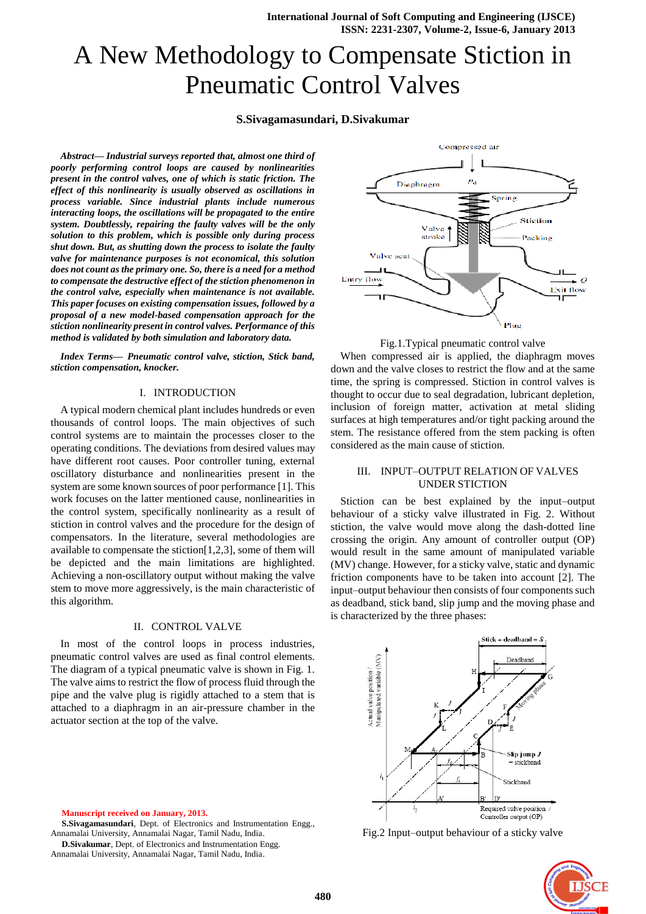# A New Methodology to Compensate Stiction in Pneumatic Control Valves

**S.Sivagamasundari, D.Sivakumar**

***Abstract*— *Industrial surveys reported that, almost one third of poorly performing control loops are caused by nonlinearities present in the control valves, one of which is static friction. The effect of this nonlinearity is usually observed as oscillations in process variable. Since industrial plants include numerous interacting loops, the oscillations will be propagated to the entire system. Doubtlessly, repairing the faulty valves will be the only solution to this problem, which is possible only during process shut down. But, as shutting down the process to isolate the faulty valve for maintenance purposes is not economical, this solution does not count as the primary one. So, there is a need for a method to compensate the destructive effect of the stiction phenomenon in the control valve, especially when maintenance is not available. This paper focuses on existing compensation issues, followed by a proposal of a new model-based compensation approach for the stiction nonlinearity present in control valves. Performance of this method is validated by both simulation and laboratory data.***

***Index Terms*— *Pneumatic control valve, stiction, Stick band, stiction compensation, knocker.***

## I. INTRODUCTION

A typical modern chemical plant includes hundreds or even thousands of control loops. The main objectives of such control systems are to maintain the processes closer to the operating conditions. The deviations from desired values may have different root causes. Poor controller tuning, external oscillatory disturbance and nonlinearities present in the system are some known sources of poor performance [1]. This work focuses on the latter mentioned cause, nonlinearities in the control system, specifically nonlinearity as a result of stiction in control valves and the procedure for the design of compensators. In the literature, several methodologies are available to compensate the stiction[1,2,3], some of them will be depicted and the main limitations are highlighted. Achieving a non-oscillatory output without making the valve stem to move more aggressively, is the main characteristic of this algorithm.

## II. CONTROL VALVE

In most of the control loops in process industries, pneumatic control valves are used as final control elements. The diagram of a typical pneumatic valve is shown in Fig. 1. The valve aims to restrict the flow of process fluid through the pipe and the valve plug is rigidly attached to a stem that is attached to a diaphragm in an air-pressure chamber in the actuator section at the top of the valve.

Manuscript received on January, 2013.

**S.Sivagamasundari**, Dept. of Electronics and Instrumentation Engg., Annamalai University, Annamalai Nagar, Tamil Nadu, India.

**D.Sivakumar**, Dept. of Electronics and Instrumentation Engg. Annamalai University, Annamalai Nagar, Tamil Nadu, India.

Fig.1.Typical pneumatic control valve

When compressed air is applied, the diaphragm moves down and the valve closes to restrict the flow and at the same time, the spring is compressed. Stiction in control valves is thought to occur due to seal degradation, lubricant depletion, inclusion of foreign matter, activation at metal sliding surfaces at high temperatures and/or tight packing around the stem. The resistance offered from the stem packing is often considered as the main cause of stiction.

## III. INPUT–OUTPUT RELATION OF VALVES UNDER STICTION

Stiction can be best explained by the input–output behaviour of a sticky valve illustrated in Fig. 2. Without stiction, the valve would move along the dash-dotted line crossing the origin. Any amount of controller output (OP) would result in the same amount of manipulated variable (MV) change. However, for a sticky valve, static and dynamic friction components have to be taken into account [2]. The input–output behaviour then consists of four components such as deadband, stick band, slip jump and the moving phase and is characterized by the three phases:

Fig.2 Input–output behaviour of a sticky valve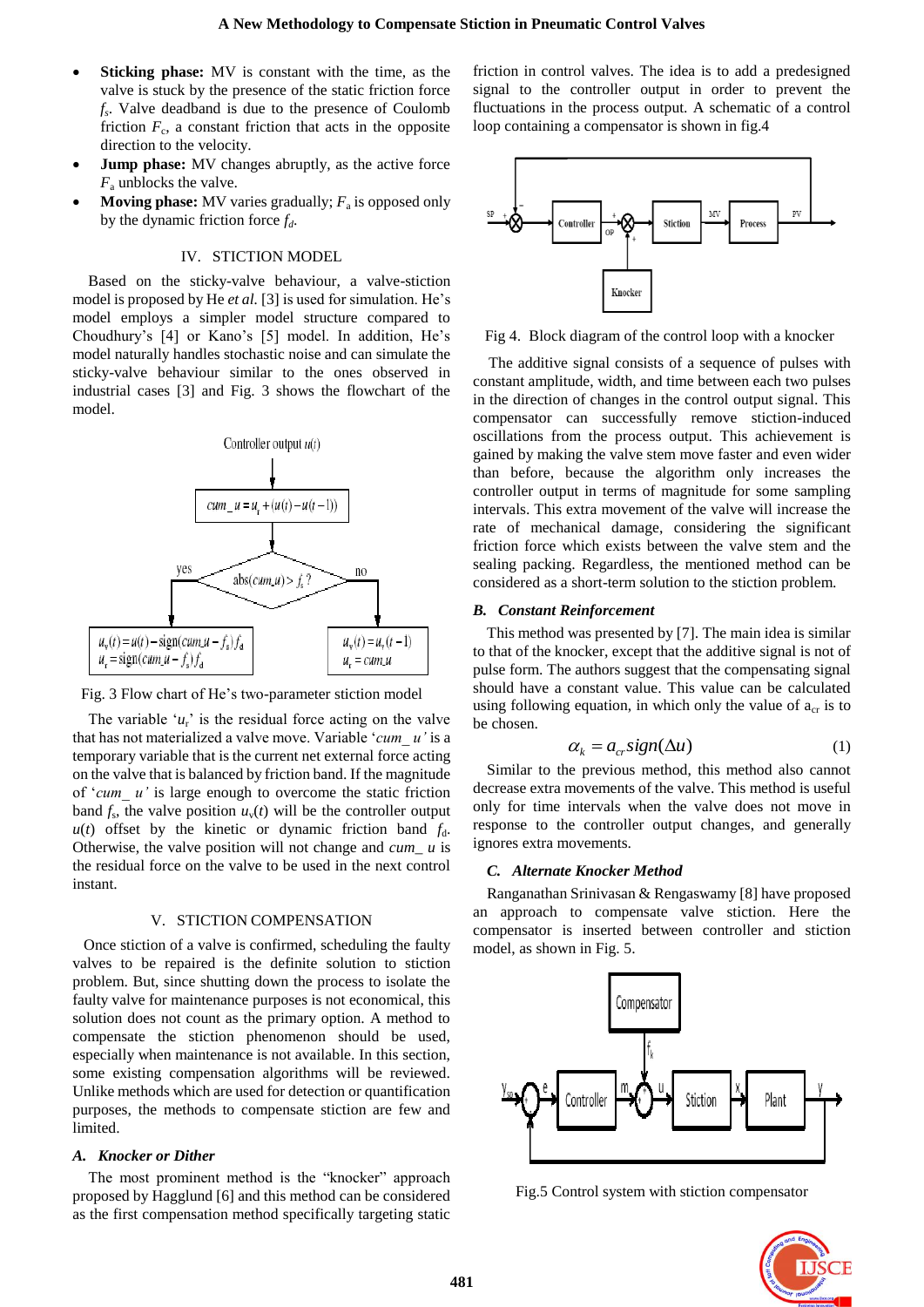- **Sticking phase:** MV is constant with the time, as the valve is stuck by the presence of the static friction force $f_s$. Valve deadband is due to the presence of Coulomb friction $F_c$, a constant friction that acts in the opposite direction to the velocity.
- **Jump phase:** MV changes abruptly, as the active force $F_a$ unblocks the valve.
- **Moving phase:** MV varies gradually; $F_a$ is opposed only by the dynamic friction force $f_d$.

## IV. STICTION MODEL

Based on the sticky-valve behaviour, a valve-stiction model is proposed by He *et al.* [3] is used for simulation. He's model employs a simpler model structure compared to Choudhury's [4] or Kano's [5] model. In addition, He's model naturally handles stochastic noise and can simulate the sticky-valve behaviour similar to the ones observed in industrial cases [3] and Fig. 3 shows the flowchart of the model.

Controller output $u(t)$

$cum\_u = u_r + (u(t) - u(t-1))$

abs($cum\_u$) > $f_s$ ?

yes: $u_v(t) = u(t) - \text{sign}(cum\_u - f_s) f_d$, $u_r = \text{sign}(cum\_u - f_s) f_d$

no: $u_v(t) = u_v(t-1)$, $u_r = cum\_u$

Fig. 3 Flow chart of He's two-parameter stiction model

The variable '$u_r$' is the residual force acting on the valve that has not materialized a valve move. Variable '$cum\_u$' is a temporary variable that is the current net external force acting on the valve that is balanced by friction band. If the magnitude of '$cum\_u$' is large enough to overcome the static friction band $f_s$, the valve position $u_v(t)$ will be the controller output $u(t)$ offset by the kinetic or dynamic friction band $f_d$. Otherwise, the valve position will not change and $cum\_u$ is the residual force on the valve to be used in the next control instant.

## V. STICTION COMPENSATION

Once stiction of a valve is confirmed, scheduling the faulty valves to be repaired is the definite solution to stiction problem. But, since shutting down the process to isolate the faulty valve for maintenance purposes is not economical, this solution does not count as the primary option. A method to compensate the stiction phenomenon should be used, especially when maintenance is not available. In this section, some existing compensation algorithms will be reviewed. Unlike methods which are used for detection or quantification purposes, the methods to compensate stiction are few and limited.

### *A. Knocker or Dither*

The most prominent method is the "knocker" approach proposed by Hagglund [6] and this method can be considered as the first compensation method specifically targeting static friction in control valves. The idea is to add a predesigned signal to the controller output in order to prevent the fluctuations in the process output. A schematic of a control loop containing a compensator is shown in fig.4

Fig 4. Block diagram of the control loop with a knocker

The additive signal consists of a sequence of pulses with constant amplitude, width, and time between each two pulses in the direction of changes in the control output signal. This compensator can successfully remove stiction-induced oscillations from the process output. This achievement is gained by making the valve stem move faster and even wider than before, because the algorithm only increases the controller output in terms of magnitude for some sampling intervals. This extra movement of the valve will increase the rate of mechanical damage, considering the significant friction force which exists between the valve stem and the sealing packing. Regardless, the mentioned method can be considered as a short-term solution to the stiction problem.

### *B. Constant Reinforcement*

This method was presented by [7]. The main idea is similar to that of the knocker, except that the additive signal is not of pulse form. The authors suggest that the compensating signal should have a constant value. This value can be calculated using following equation, in which only the value of $a_{cr}$ is to be chosen.

$$\alpha_k = a_{cr} sign(\Delta u) \tag{1}$$

Similar to the previous method, this method also cannot decrease extra movements of the valve. This method is useful only for time intervals when the valve does not move in response to the controller output changes, and generally ignores extra movements.

### *C. Alternate Knocker Method*

Ranganathan Srinivasan & Rengaswamy [8] have proposed an approach to compensate valve stiction. Here the compensator is inserted between controller and stiction model, as shown in Fig. 5.

Fig.5 Control system with stiction compensator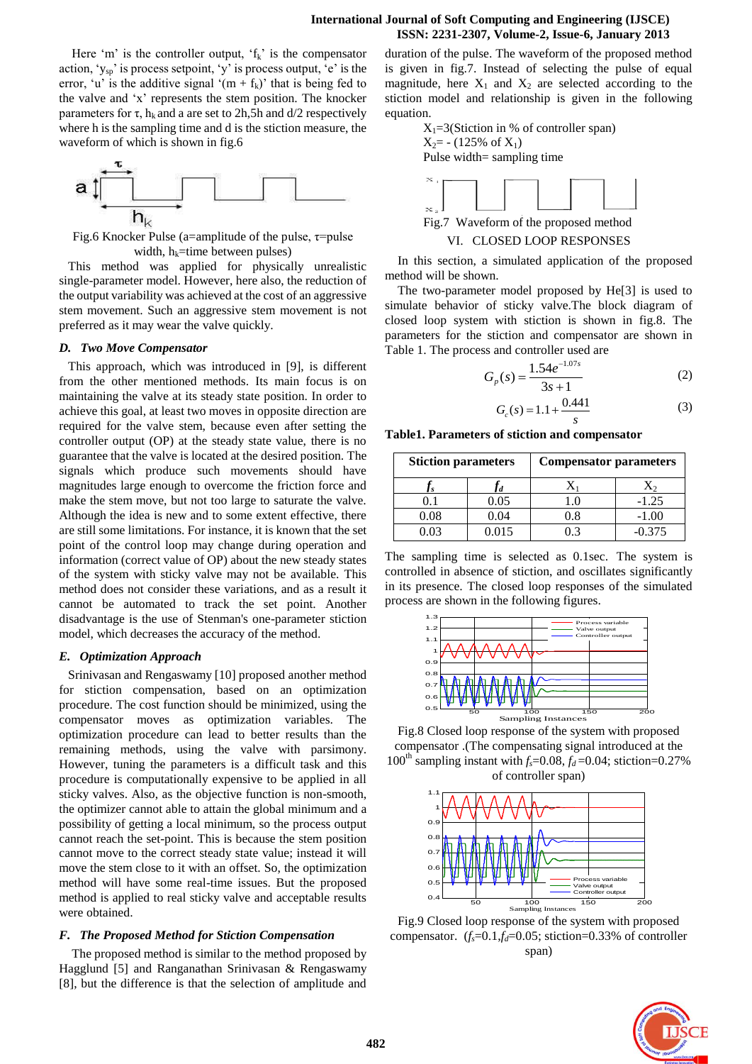Here 'm' is the controller output, '$f_k$' is the compensator action, '$y_{sp}$' is process setpoint, 'y' is process output, 'e' is the error, 'u' is the additive signal '$(m + f_k)$' that is being fed to the valve and 'x' represents the stem position. The knocker parameters for τ, $h_k$ and a are set to 2h,5h and d/2 respectively where h is the sampling time and d is the stiction measure, the waveform of which is shown in fig.6

Fig.6 Knocker Pulse (a=amplitude of the pulse, τ=pulse width, $h_k$=time between pulses)

This method was applied for physically unrealistic single-parameter model. However, here also, the reduction of the output variability was achieved at the cost of an aggressive stem movement. Such an aggressive stem movement is not preferred as it may wear the valve quickly.

### *D. Two Move Compensator*

This approach, which was introduced in [9], is different from the other mentioned methods. Its main focus is on maintaining the valve at its steady state position. In order to achieve this goal, at least two moves in opposite direction are required for the valve stem, because even after setting the controller output (OP) at the steady state value, there is no guarantee that the valve is located at the desired position. The signals which produce such movements should have magnitudes large enough to overcome the friction force and make the stem move, but not too large to saturate the valve. Although the idea is new and to some extent effective, there are still some limitations. For instance, it is known that the set point of the control loop may change during operation and information (correct value of OP) about the new steady states of the system with sticky valve may not be available. This method does not consider these variations, and as a result it cannot be automated to track the set point. Another disadvantage is the use of Stenman's one-parameter stiction model, which decreases the accuracy of the method.

### *E. Optimization Approach*

Srinivasan and Rengaswamy [10] proposed another method for stiction compensation, based on an optimization procedure. The cost function should be minimized, using the compensator moves as optimization variables. The optimization procedure can lead to better results than the remaining methods, using the valve with parsimony. However, tuning the parameters is a difficult task and this procedure is computationally expensive to be applied in all sticky valves. Also, as the objective function is non-smooth, the optimizer cannot able to attain the global minimum and a possibility of getting a local minimum, so the process output cannot reach the set-point. This is because the stem position cannot move to the correct steady state value; instead it will move the stem close to it with an offset. So, the optimization method will have some real-time issues. But the proposed method is applied to real sticky valve and acceptable results were obtained.

### *F. The Proposed Method for Stiction Compensation*

The proposed method is similar to the method proposed by Hagglund [5] and Ranganathan Srinivasan & Rengaswamy [8], but the difference is that the selection of amplitude and duration of the pulse. The waveform of the proposed method is given in fig.7. Instead of selecting the pulse of equal magnitude, here $X_1$ and $X_2$ are selected according to the stiction model and relationship is given in the following equation.

$X_1$=3(Stiction in % of controller span)
$X_2$= - (125% of $X_1$)
Pulse width= sampling time

Fig.7 Waveform of the proposed method

## VI. CLOSED LOOP RESPONSES

In this section, a simulated application of the proposed method will be shown.

The two-parameter model proposed by He[3] is used to simulate behavior of sticky valve.The block diagram of closed loop system with stiction is shown in fig.8. The parameters for the stiction and compensator are shown in Table 1. The process and controller used are

$$G_p(s) = \frac{1.54e^{-1.07s}}{3s+1} \tag{2}$$

$$G_c(s) = 1.1 + \frac{0.441}{s} \tag{3}$$

**Table1. Parameters of stiction and compensator**

| Stiction parameters | | Compensator parameters | |
|---|---|---|---|
| $f_s$ | $f_d$ | $X_1$ | $X_2$ |
| 0.1 | 0.05 | 1.0 | -1.25 |
| 0.08 | 0.04 | 0.8 | -1.00 |
| 0.03 | 0.015 | 0.3 | -0.375 |

The sampling time is selected as 0.1sec. The system is controlled in absence of stiction, and oscillates significantly in its presence. The closed loop responses of the simulated process are shown in the following figures.

Fig.8 Closed loop response of the system with proposed compensator .(The compensating signal introduced at the 100th sampling instant with $f_s$=0.08, $f_d$=0.04; stiction=0.27% of controller span)

Fig.9 Closed loop response of the system with proposed compensator. ($f_s$=0.1,$f_d$=0.05; stiction=0.33% of controller span)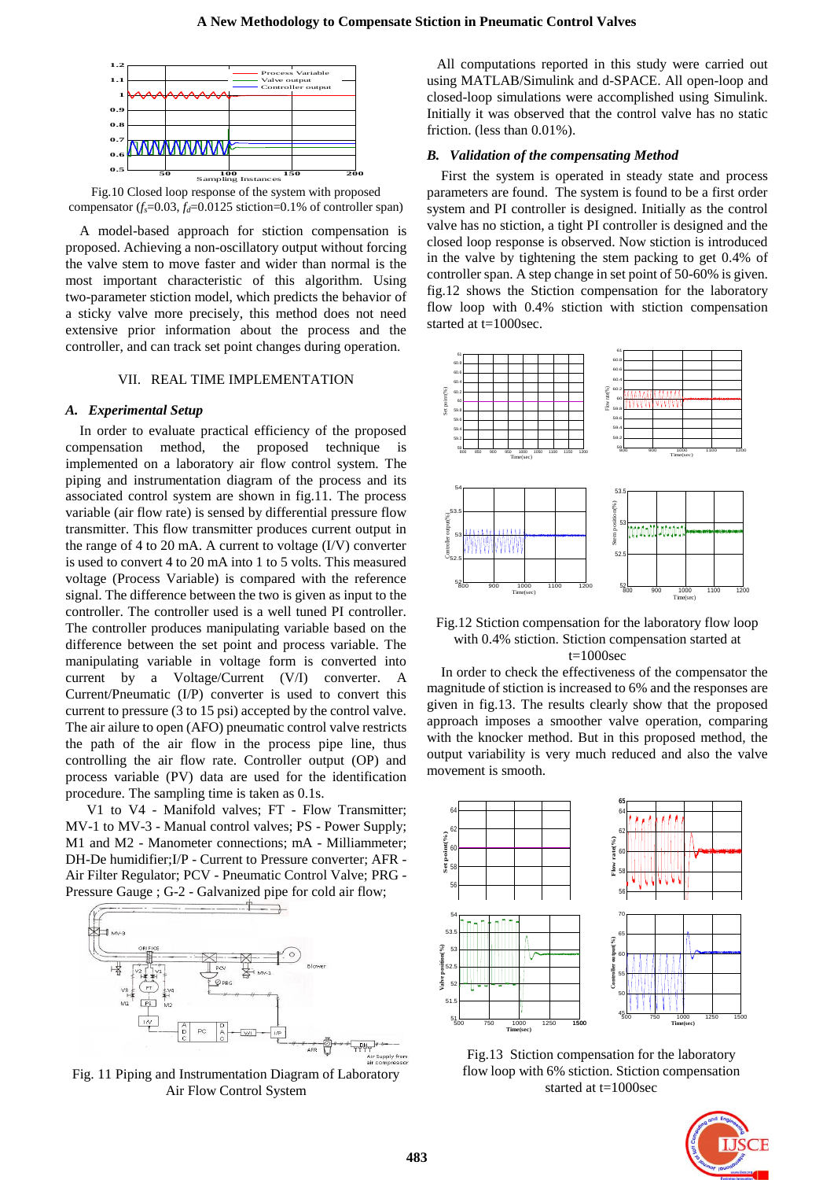Fig.10 Closed loop response of the system with proposed compensator ($f_s$=0.03, $f_d$=0.0125 stiction=0.1% of controller span)

A model-based approach for stiction compensation is proposed. Achieving a non-oscillatory output without forcing the valve stem to move faster and wider than normal is the most important characteristic of this algorithm. Using two-parameter stiction model, which predicts the behavior of a sticky valve more precisely, this method does not need extensive prior information about the process and the controller, and can track set point changes during operation.

## VII. REAL TIME IMPLEMENTATION

### *A. Experimental Setup*

In order to evaluate practical efficiency of the proposed compensation method, the proposed technique is implemented on a laboratory air flow control system. The piping and instrumentation diagram of the process and its associated control system are shown in fig.11. The process variable (air flow rate) is sensed by differential pressure flow transmitter. This flow transmitter produces current output in the range of 4 to 20 mA. A current to voltage (I/V) converter is used to convert 4 to 20 mA into 1 to 5 volts. This measured voltage (Process Variable) is compared with the reference signal. The difference between the two is given as input to the controller. The controller used is a well tuned PI controller. The controller produces manipulating variable based on the difference between the set point and process variable. The manipulating variable in voltage form is converted into current by a Voltage/Current (V/I) converter. A Current/Pneumatic (I/P) converter is used to convert this current to pressure (3 to 15 psi) accepted by the control valve. The air ailure to open (AFO) pneumatic control valve restricts the path of the air flow in the process pipe line, thus controlling the air flow rate. Controller output (OP) and process variable (PV) data are used for the identification procedure. The sampling time is taken as 0.1s.

V1 to V4 - Manifold valves; FT - Flow Transmitter; MV-1 to MV-3 - Manual control valves; PS - Power Supply; M1 and M2 - Manometer connections; mA - Milliammeter; DH-De humidifier;I/P - Current to Pressure converter; AFR - Air Filter Regulator; PCV - Pneumatic Control Valve; PRG - Pressure Gauge ; G-2 - Galvanized pipe for cold air flow;

Fig. 11 Piping and Instrumentation Diagram of Laboratory Air Flow Control System

All computations reported in this study were carried out using MATLAB/Simulink and d-SPACE. All open-loop and closed-loop simulations were accomplished using Simulink. Initially it was observed that the control valve has no static friction. (less than 0.01%).

### *B. Validation of the compensating Method*

First the system is operated in steady state and process parameters are found. The system is found to be a first order system and PI controller is designed. Initially as the control valve has no stiction, a tight PI controller is designed and the closed loop response is observed. Now stiction is introduced in the valve by tightening the stem packing to get 0.4% of controller span. A step change in set point of 50-60% is given. fig.12 shows the Stiction compensation for the laboratory flow loop with 0.4% stiction with stiction compensation started at t=1000sec.

Fig.12 Stiction compensation for the laboratory flow loop with 0.4% stiction. Stiction compensation started at t=1000sec

In order to check the effectiveness of the compensator the magnitude of stiction is increased to 6% and the responses are given in fig.13. The results clearly show that the proposed approach imposes a smoother valve operation, comparing with the knocker method. But in this proposed method, the output variability is very much reduced and also the valve movement is smooth.

Fig.13 Stiction compensation for the laboratory flow loop with 6% stiction. Stiction compensation started at t=1000sec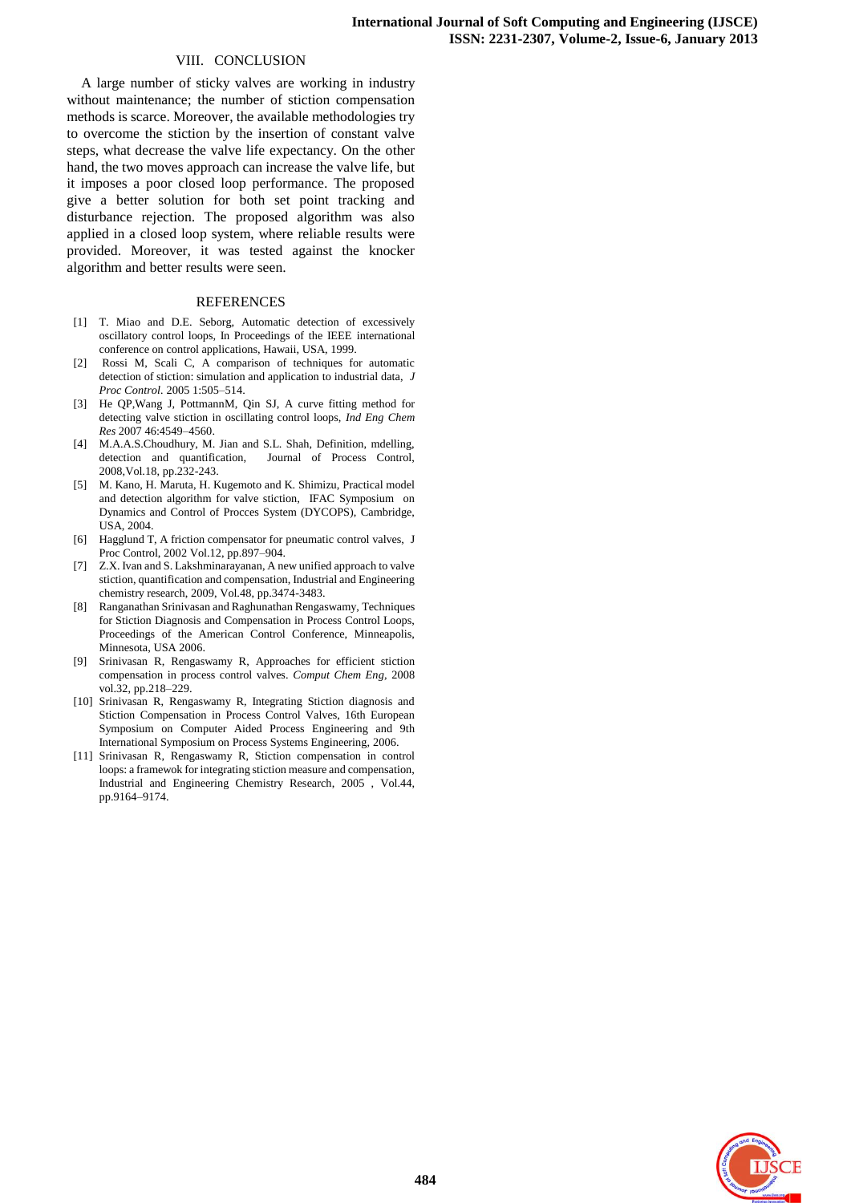## VIII. CONCLUSION

A large number of sticky valves are working in industry without maintenance; the number of stiction compensation methods is scarce. Moreover, the available methodologies try to overcome the stiction by the insertion of constant valve steps, what decrease the valve life expectancy. On the other hand, the two moves approach can increase the valve life, but it imposes a poor closed loop performance. The proposed give a better solution for both set point tracking and disturbance rejection. The proposed algorithm was also applied in a closed loop system, where reliable results were provided. Moreover, it was tested against the knocker algorithm and better results were seen.

## REFERENCES

[1] T. Miao and D.E. Seborg, Automatic detection of excessively oscillatory control loops, In Proceedings of the IEEE international conference on control applications, Hawaii, USA, 1999.

[2] Rossi M, Scali C, A comparison of techniques for automatic detection of stiction: simulation and application to industrial data, *J Proc Control*. 2005 1:505–514.

[3] He QP,Wang J, PottmannM, Qin SJ, A curve fitting method for detecting valve stiction in oscillating control loops, *Ind Eng Chem Res* 2007 46:4549–4560.

[4] M.A.A.S.Choudhury, M. Jian and S.L. Shah, Definition, mdelling, detection and quantification, Journal of Process Control, 2008,Vol.18, pp.232-243.

[5] M. Kano, H. Maruta, H. Kugemoto and K. Shimizu, Practical model and detection algorithm for valve stiction, IFAC Symposium on Dynamics and Control of Procces System (DYCOPS), Cambridge, USA, 2004.

[6] Hagglund T, A friction compensator for pneumatic control valves, J Proc Control, 2002 Vol.12, pp.897–904.

[7] Z.X. Ivan and S. Lakshminarayanan, A new unified approach to valve stiction, quantification and compensation, Industrial and Engineering chemistry research, 2009, Vol.48, pp.3474-3483.

[8] Ranganathan Srinivasan and Raghunathan Rengaswamy, Techniques for Stiction Diagnosis and Compensation in Process Control Loops, Proceedings of the American Control Conference, Minneapolis, Minnesota, USA 2006.

[9] Srinivasan R, Rengaswamy R, Approaches for efficient stiction compensation in process control valves. *Comput Chem Eng*, 2008 vol.32, pp.218–229.

[10] Srinivasan R, Rengaswamy R, Integrating Stiction diagnosis and Stiction Compensation in Process Control Valves, 16th European Symposium on Computer Aided Process Engineering and 9th International Symposium on Process Systems Engineering, 2006.

[11] Srinivasan R, Rengaswamy R, Stiction compensation in control loops: a framewok for integrating stiction measure and compensation, Industrial and Engineering Chemistry Research, 2005 , Vol.44, pp.9164–9174.